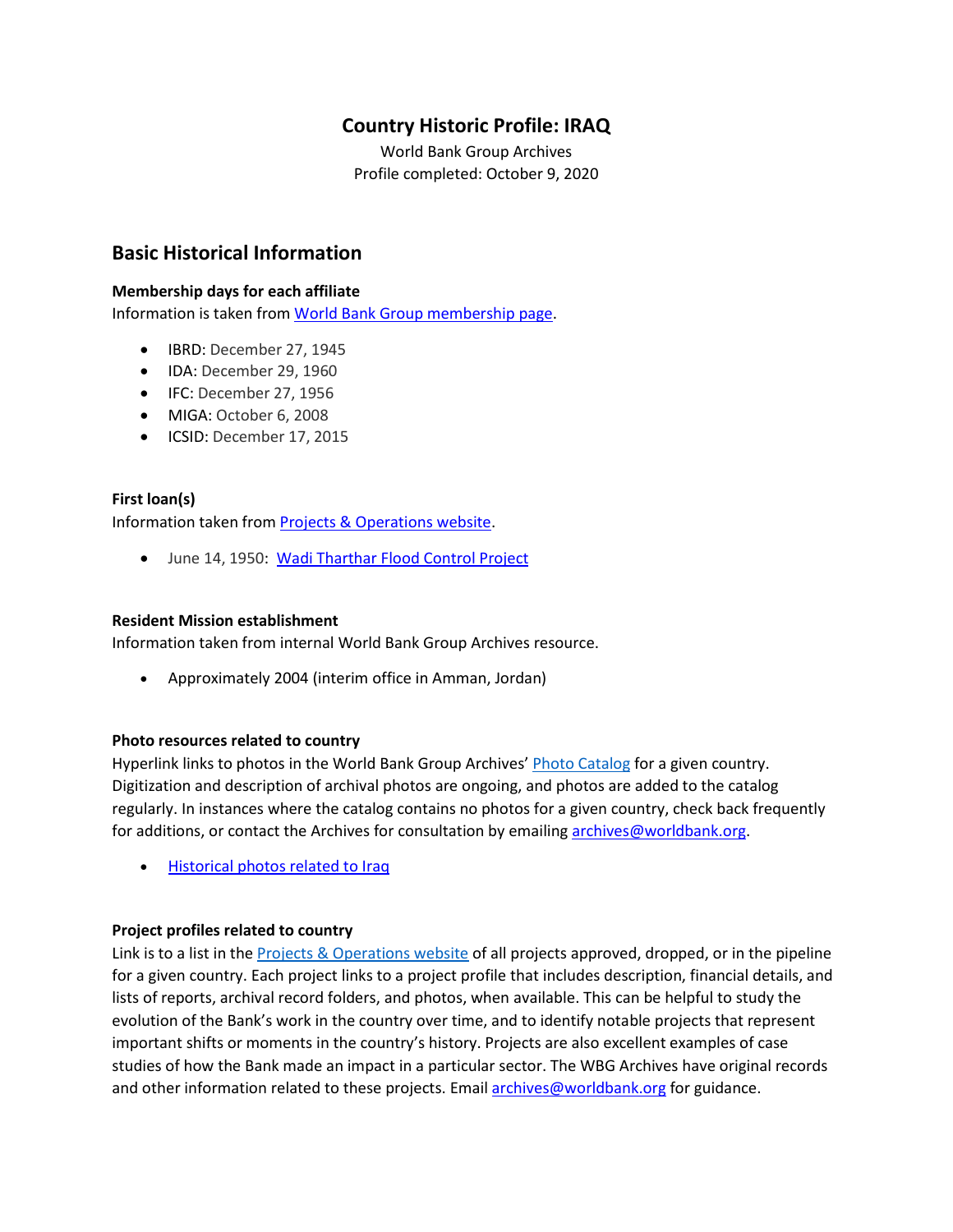# Country Historic Profile: IRAQ

World Bank Group Archives
Profile completed: October 9, 2020

## Basic Historical Information

**Membership days for each affiliate**
Information is taken from [World Bank Group membership page](#).

- IBRD: December 27, 1945
- IDA: December 29, 1960
- IFC: December 27, 1956
- MIGA: October 6, 2008
- ICSID: December 17, 2015

**First loan(s)**
Information taken from [Projects & Operations website](#).

- June 14, 1950: [Wadi Tharthar Flood Control Project](#)

**Resident Mission establishment**
Information taken from internal World Bank Group Archives resource.

- Approximately 2004 (interim office in Amman, Jordan)

**Photo resources related to country**
Hyperlink links to photos in the World Bank Group Archives' [Photo Catalog](#) for a given country. Digitization and description of archival photos are ongoing, and photos are added to the catalog regularly. In instances where the catalog contains no photos for a given country, check back frequently for additions, or contact the Archives for consultation by emailing [archives@worldbank.org](mailto:archives@worldbank.org).

- [Historical photos related to Iraq](#)

**Project profiles related to country**
Link is to a list in the [Projects & Operations website](#) of all projects approved, dropped, or in the pipeline for a given country. Each project links to a project profile that includes description, financial details, and lists of reports, archival record folders, and photos, when available. This can be helpful to study the evolution of the Bank's work in the country over time, and to identify notable projects that represent important shifts or moments in the country's history. Projects are also excellent examples of case studies of how the Bank made an impact in a particular sector. The WBG Archives have original records and other information related to these projects. Email [archives@worldbank.org](mailto:archives@worldbank.org) for guidance.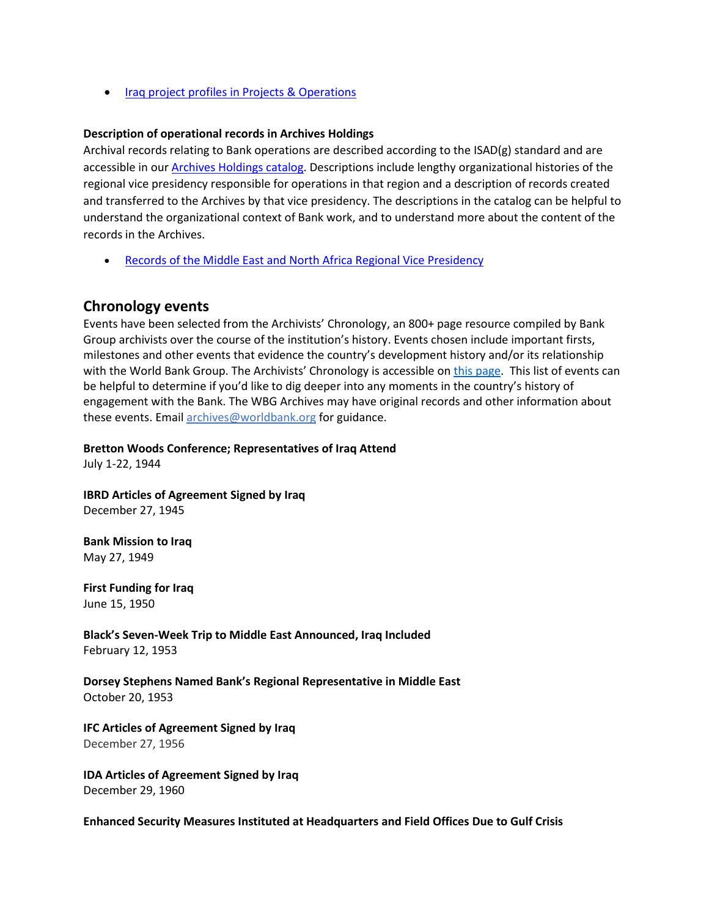- [Iraq project profiles in Projects & Operations]

**Description of operational records in Archives Holdings**

Archival records relating to Bank operations are described according to the ISAD(g) standard and are accessible in our [Archives Holdings catalog]. Descriptions include lengthy organizational histories of the regional vice presidency responsible for operations in that region and a description of records created and transferred to the Archives by that vice presidency. The descriptions in the catalog can be helpful to understand the organizational context of Bank work, and to understand more about the content of the records in the Archives.

- [Records of the Middle East and North Africa Regional Vice Presidency]

## Chronology events

Events have been selected from the Archivists' Chronology, an 800+ page resource compiled by Bank Group archivists over the course of the institution's history. Events chosen include important firsts, milestones and other events that evidence the country's development history and/or its relationship with the World Bank Group. The Archivists' Chronology is accessible on [this page]. This list of events can be helpful to determine if you'd like to dig deeper into any moments in the country's history of engagement with the Bank. The WBG Archives may have original records and other information about these events. Email archives@worldbank.org for guidance.

**Bretton Woods Conference; Representatives of Iraq Attend**
July 1-22, 1944

**IBRD Articles of Agreement Signed by Iraq**
December 27, 1945

**Bank Mission to Iraq**
May 27, 1949

**First Funding for Iraq**
June 15, 1950

**Black's Seven-Week Trip to Middle East Announced, Iraq Included**
February 12, 1953

**Dorsey Stephens Named Bank's Regional Representative in Middle East**
October 20, 1953

**IFC Articles of Agreement Signed by Iraq**
December 27, 1956

**IDA Articles of Agreement Signed by Iraq**
December 29, 1960

**Enhanced Security Measures Instituted at Headquarters and Field Offices Due to Gulf Crisis**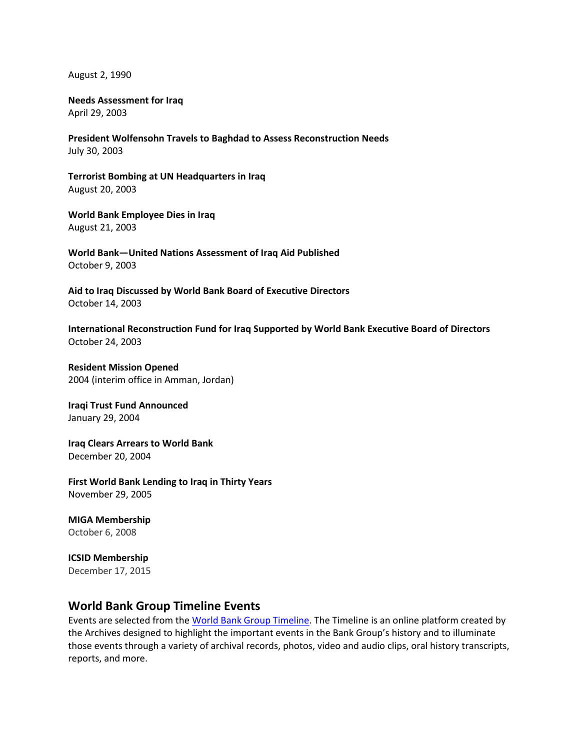August 2, 1990

**Needs Assessment for Iraq**
April 29, 2003

**President Wolfensohn Travels to Baghdad to Assess Reconstruction Needs**
July 30, 2003

**Terrorist Bombing at UN Headquarters in Iraq**
August 20, 2003

**World Bank Employee Dies in Iraq**
August 21, 2003

**World Bank—United Nations Assessment of Iraq Aid Published**
October 9, 2003

**Aid to Iraq Discussed by World Bank Board of Executive Directors**
October 14, 2003

**International Reconstruction Fund for Iraq Supported by World Bank Executive Board of Directors**
October 24, 2003

**Resident Mission Opened**
2004 (interim office in Amman, Jordan)

**Iraqi Trust Fund Announced**
January 29, 2004

**Iraq Clears Arrears to World Bank**
December 20, 2004

**First World Bank Lending to Iraq in Thirty Years**
November 29, 2005

**MIGA Membership**
October 6, 2008

**ICSID Membership**
December 17, 2015

## World Bank Group Timeline Events

Events are selected from the World Bank Group Timeline. The Timeline is an online platform created by the Archives designed to highlight the important events in the Bank Group's history and to illuminate those events through a variety of archival records, photos, video and audio clips, oral history transcripts, reports, and more.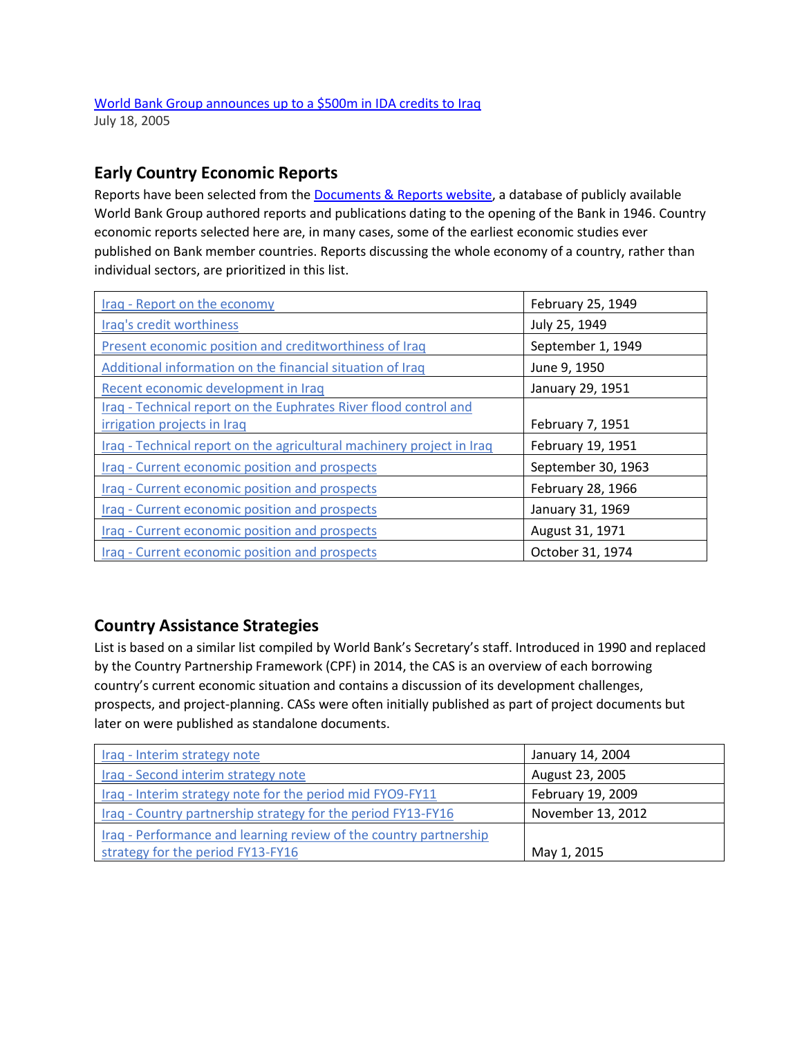[World Bank Group announces up to a $500m in IDA credits to Iraq](#)
July 18, 2005

## Early Country Economic Reports

Reports have been selected from the [Documents & Reports website](#), a database of publicly available World Bank Group authored reports and publications dating to the opening of the Bank in 1946. Country economic reports selected here are, in many cases, some of the earliest economic studies ever published on Bank member countries. Reports discussing the whole economy of a country, rather than individual sectors, are prioritized in this list.

| | |
|---|---|
| Iraq - Report on the economy | February 25, 1949 |
| Iraq's credit worthiness | July 25, 1949 |
| Present economic position and creditworthiness of Iraq | September 1, 1949 |
| Additional information on the financial situation of Iraq | June 9, 1950 |
| Recent economic development in Iraq | January 29, 1951 |
| Iraq - Technical report on the Euphrates River flood control and irrigation projects in Iraq | February 7, 1951 |
| Iraq - Technical report on the agricultural machinery project in Iraq | February 19, 1951 |
| Iraq - Current economic position and prospects | September 30, 1963 |
| Iraq - Current economic position and prospects | February 28, 1966 |
| Iraq - Current economic position and prospects | January 31, 1969 |
| Iraq - Current economic position and prospects | August 31, 1971 |
| Iraq - Current economic position and prospects | October 31, 1974 |

## Country Assistance Strategies

List is based on a similar list compiled by World Bank's Secretary's staff. Introduced in 1990 and replaced by the Country Partnership Framework (CPF) in 2014, the CAS is an overview of each borrowing country's current economic situation and contains a discussion of its development challenges, prospects, and project-planning. CASs were often initially published as part of project documents but later on were published as standalone documents.

| | |
|---|---|
| Iraq - Interim strategy note | January 14, 2004 |
| Iraq - Second interim strategy note | August 23, 2005 |
| Iraq - Interim strategy note for the period mid FYO9-FY11 | February 19, 2009 |
| Iraq - Country partnership strategy for the period FY13-FY16 | November 13, 2012 |
| Iraq - Performance and learning review of the country partnership strategy for the period FY13-FY16 | May 1, 2015 |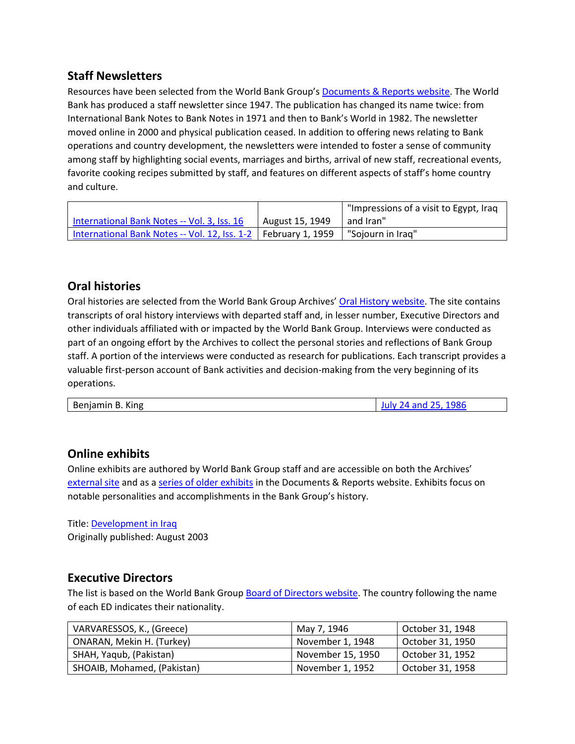## Staff Newsletters

Resources have been selected from the World Bank Group's Documents & Reports website. The World Bank has produced a staff newsletter since 1947. The publication has changed its name twice: from International Bank Notes to Bank Notes in 1971 and then to Bank's World in 1982. The newsletter moved online in 2000 and physical publication ceased. In addition to offering news relating to Bank operations and country development, the newsletters were intended to foster a sense of community among staff by highlighting social events, marriages and births, arrival of new staff, recreational events, favorite cooking recipes submitted by staff, and features on different aspects of staff's home country and culture.

| | | |
|---|---|---|
| International Bank Notes -- Vol. 3, Iss. 16 | August 15, 1949 | "Impressions of a visit to Egypt, Iraq and Iran" |
| International Bank Notes -- Vol. 12, Iss. 1-2 | February 1, 1959 | "Sojourn in Iraq" |

## Oral histories

Oral histories are selected from the World Bank Group Archives' Oral History website. The site contains transcripts of oral history interviews with departed staff and, in lesser number, Executive Directors and other individuals affiliated with or impacted by the World Bank Group. Interviews were conducted as part of an ongoing effort by the Archives to collect the personal stories and reflections of Bank Group staff. A portion of the interviews were conducted as research for publications. Each transcript provides a valuable first-person account of Bank activities and decision-making from the very beginning of its operations.

| | |
|---|---|
| Benjamin B. King | July 24 and 25, 1986 |

## Online exhibits

Online exhibits are authored by World Bank Group staff and are accessible on both the Archives' external site and as a series of older exhibits in the Documents & Reports website. Exhibits focus on notable personalities and accomplishments in the Bank Group's history.

Title: Development in Iraq
Originally published: August 2003

## Executive Directors

The list is based on the World Bank Group Board of Directors website. The country following the name of each ED indicates their nationality.

| | | |
|---|---|---|
| VARVARESSOS, K., (Greece) | May 7, 1946 | October 31, 1948 |
| ONARAN, Mekin H. (Turkey) | November 1, 1948 | October 31, 1950 |
| SHAH, Yaqub, (Pakistan) | November 15, 1950 | October 31, 1952 |
| SHOAIB, Mohamed, (Pakistan) | November 1, 1952 | October 31, 1958 |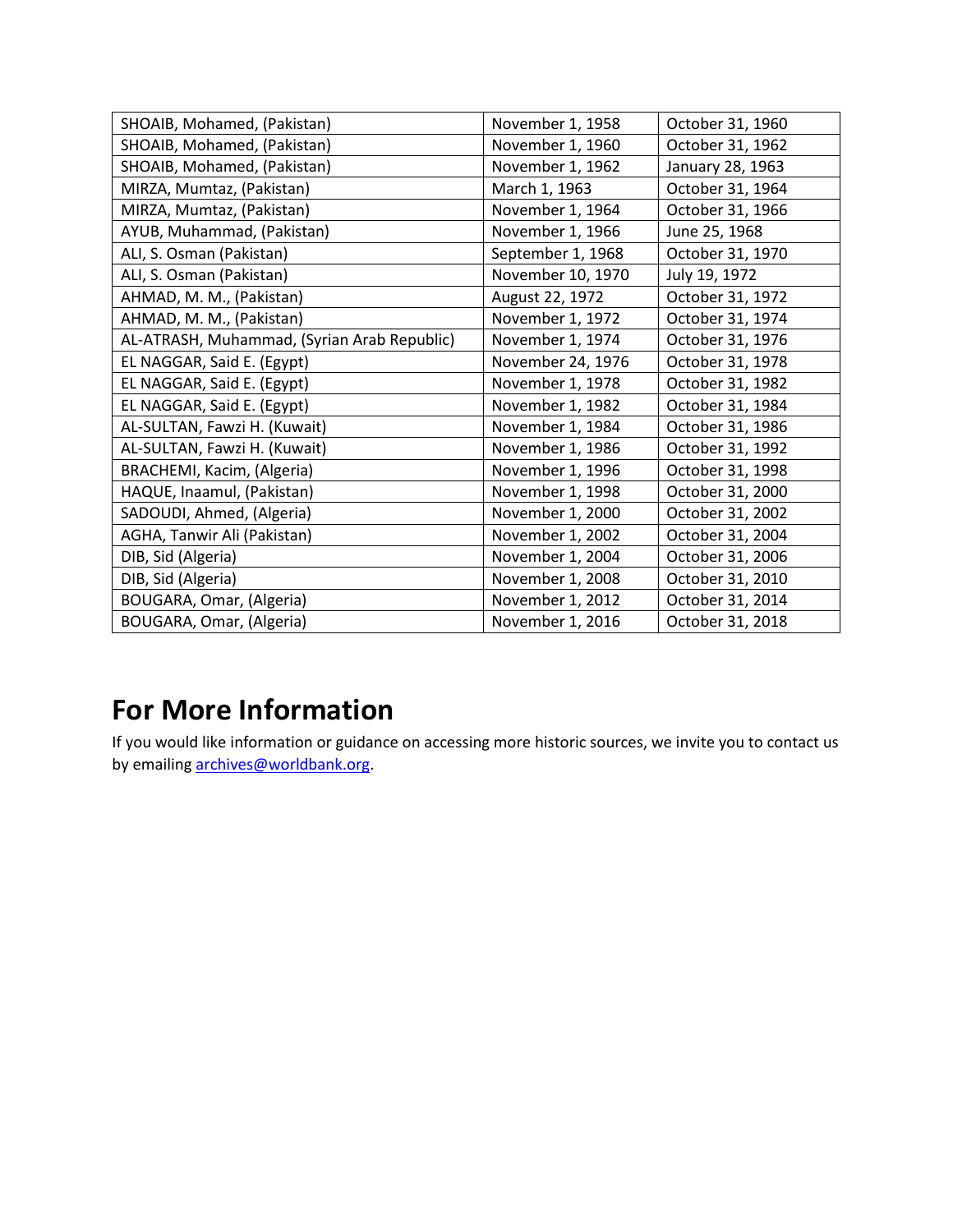| | | |
|---|---|---|
| SHOAIB, Mohamed, (Pakistan) | November 1, 1958 | October 31, 1960 |
| SHOAIB, Mohamed, (Pakistan) | November 1, 1960 | October 31, 1962 |
| SHOAIB, Mohamed, (Pakistan) | November 1, 1962 | January 28, 1963 |
| MIRZA, Mumtaz, (Pakistan) | March 1, 1963 | October 31, 1964 |
| MIRZA, Mumtaz, (Pakistan) | November 1, 1964 | October 31, 1966 |
| AYUB, Muhammad, (Pakistan) | November 1, 1966 | June 25, 1968 |
| ALI, S. Osman (Pakistan) | September 1, 1968 | October 31, 1970 |
| ALI, S. Osman (Pakistan) | November 10, 1970 | July 19, 1972 |
| AHMAD, M. M., (Pakistan) | August 22, 1972 | October 31, 1972 |
| AHMAD, M. M., (Pakistan) | November 1, 1972 | October 31, 1974 |
| AL-ATRASH, Muhammad, (Syrian Arab Republic) | November 1, 1974 | October 31, 1976 |
| EL NAGGAR, Said E. (Egypt) | November 24, 1976 | October 31, 1978 |
| EL NAGGAR, Said E. (Egypt) | November 1, 1978 | October 31, 1982 |
| EL NAGGAR, Said E. (Egypt) | November 1, 1982 | October 31, 1984 |
| AL-SULTAN, Fawzi H. (Kuwait) | November 1, 1984 | October 31, 1986 |
| AL-SULTAN, Fawzi H. (Kuwait) | November 1, 1986 | October 31, 1992 |
| BRACHEMI, Kacim, (Algeria) | November 1, 1996 | October 31, 1998 |
| HAQUE, Inaamul, (Pakistan) | November 1, 1998 | October 31, 2000 |
| SADOUDI, Ahmed, (Algeria) | November 1, 2000 | October 31, 2002 |
| AGHA, Tanwir Ali (Pakistan) | November 1, 2002 | October 31, 2004 |
| DIB, Sid (Algeria) | November 1, 2004 | October 31, 2006 |
| DIB, Sid (Algeria) | November 1, 2008 | October 31, 2010 |
| BOUGARA, Omar, (Algeria) | November 1, 2012 | October 31, 2014 |
| BOUGARA, Omar, (Algeria) | November 1, 2016 | October 31, 2018 |

# For More Information

If you would like information or guidance on accessing more historic sources, we invite you to contact us by emailing archives@worldbank.org.